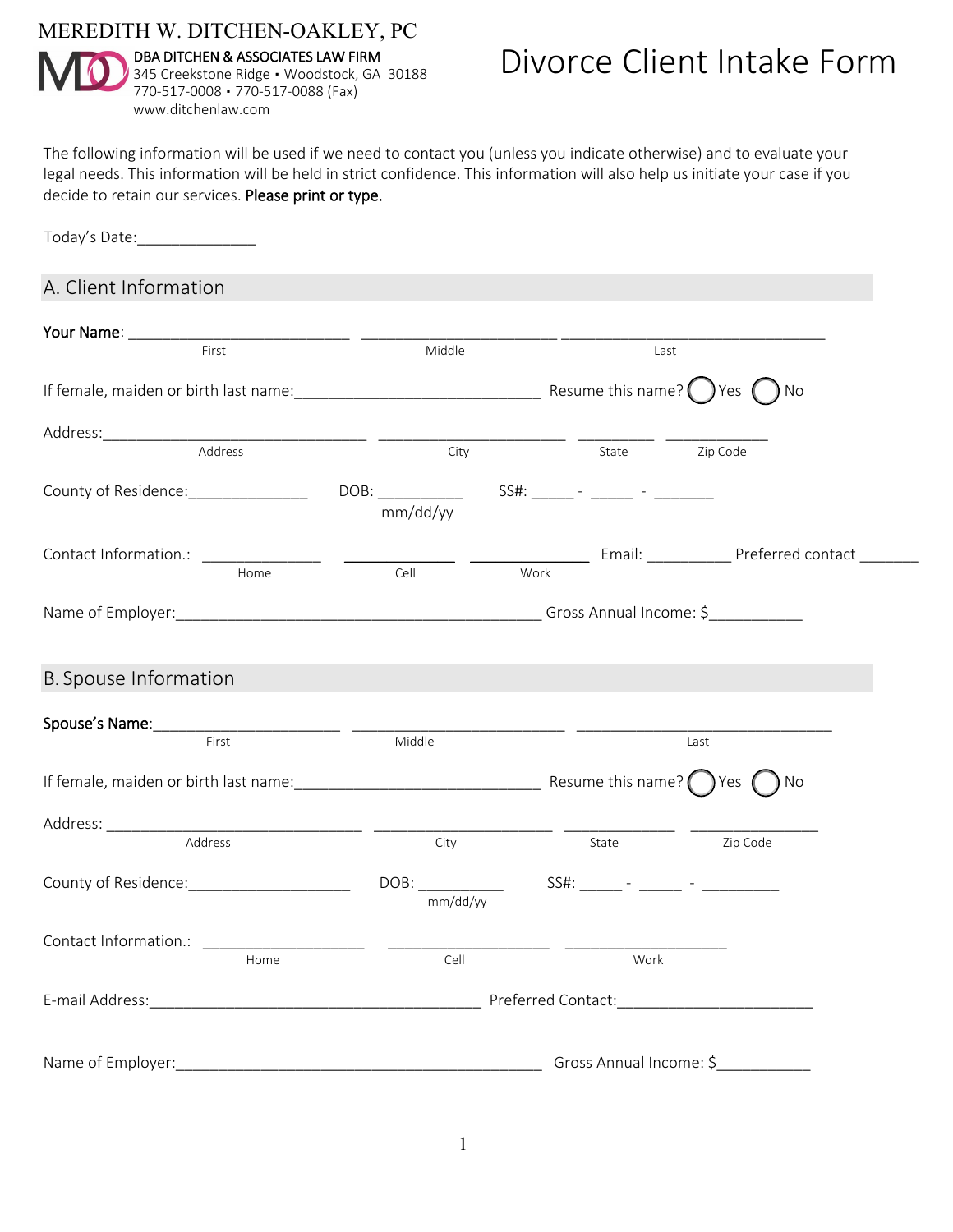MEREDITH W. DITCHEN-OAKLEY, PC

**DBA DITCHEN & ASSOCIATES LAW FIRM**
345 Creekstone Ridge • Woodstock, GA 30188
770-517-0008 • 770-517-0088 (Fax)
www.ditchenlaw.com

# Divorce Client Intake Form

The following information will be used if we need to contact you (unless you indicate otherwise) and to evaluate your legal needs. This information will be held in strict confidence. This information will also help us initiate your case if you decide to retain our services. **Please print or type.**

Today's Date:______________

## A. Client Information

**Your Name**: __________________________ ______________________ ______________________________
First Middle Last

If female, maiden or birth last name:_____________________________ Resume this name? ◯ Yes ◯ No

Address:________________________________ ______________________ _________ ____________
Address City State Zip Code

County of Residence:______________ DOB: __________ SS#: _____ - _____ - _______
mm/dd/yy

Contact Information.: ______________ ______________ ______________ Email: __________ Preferred contact _______
Home Cell Work

Name of Employer:___________________________________________ Gross Annual Income: $___________

## B. Spouse Information

**Spouse's Name**:______________________ ________________________ ______________________________
First Middle Last

If female, maiden or birth last name:_____________________________ Resume this name? ◯ Yes ◯ No

Address: ______________________________ _____________________ _____________ _______________
Address City State Zip Code

County of Residence:___________________ DOB: __________ SS#: _____ - _____ - _________
mm/dd/yy

Contact Information.: ___________________ ___________________ ___________________
Home Cell Work

E-mail Address:_______________________________________ Preferred Contact:______________________

Name of Employer:____________________________________________ Gross Annual Income: $___________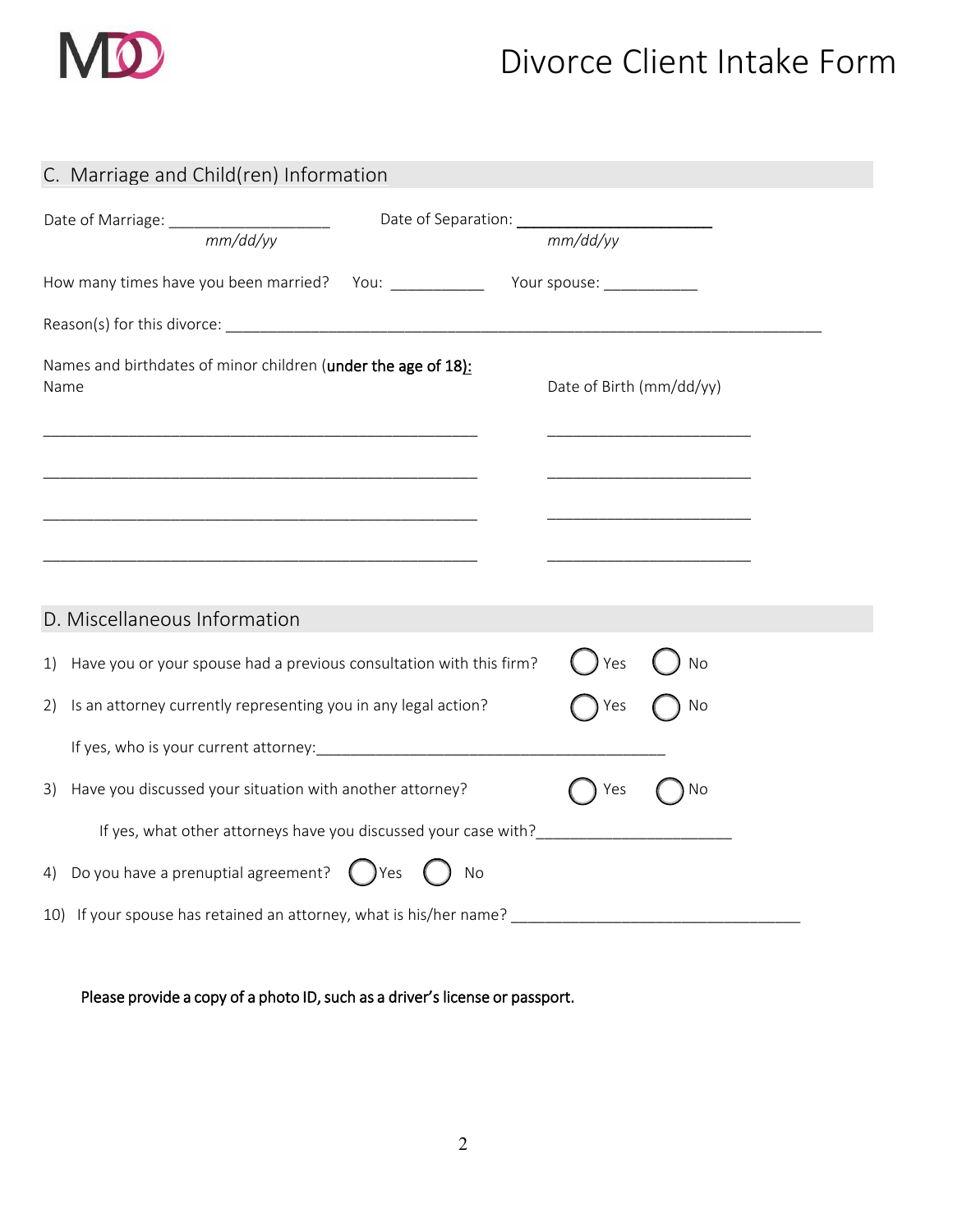# Divorce Client Intake Form

## C. Marriage and Child(ren) Information

Date of Marriage: ___________________ *mm/dd/yy*    Date of Separation: ______________________ *mm/dd/yy*

How many times have you been married? You: ___________ Your spouse: ___________

Reason(s) for this divorce: ________________________________________________________________________

Names and birthdates of minor children (**under the age of 18**):

| Name | Date of Birth (mm/dd/yy) |
|---|---|
| | |
| | |
| | |
| | |

## D. Miscellaneous Information

1) Have you or your spouse had a previous consultation with this firm? ◯ Yes ◯ No

2) Is an attorney currently representing you in any legal action? ◯ Yes ◯ No

   If yes, who is your current attorney: __________________________________________

3) Have you discussed your situation with another attorney? ◯ Yes ◯ No

   If yes, what other attorneys have you discussed your case with? ______________________

4) Do you have a prenuptial agreement? ◯ Yes ◯ No

10) If your spouse has retained an attorney, what is his/her name? __________________________________

**Please provide a copy of a photo ID, such as a driver's license or passport.**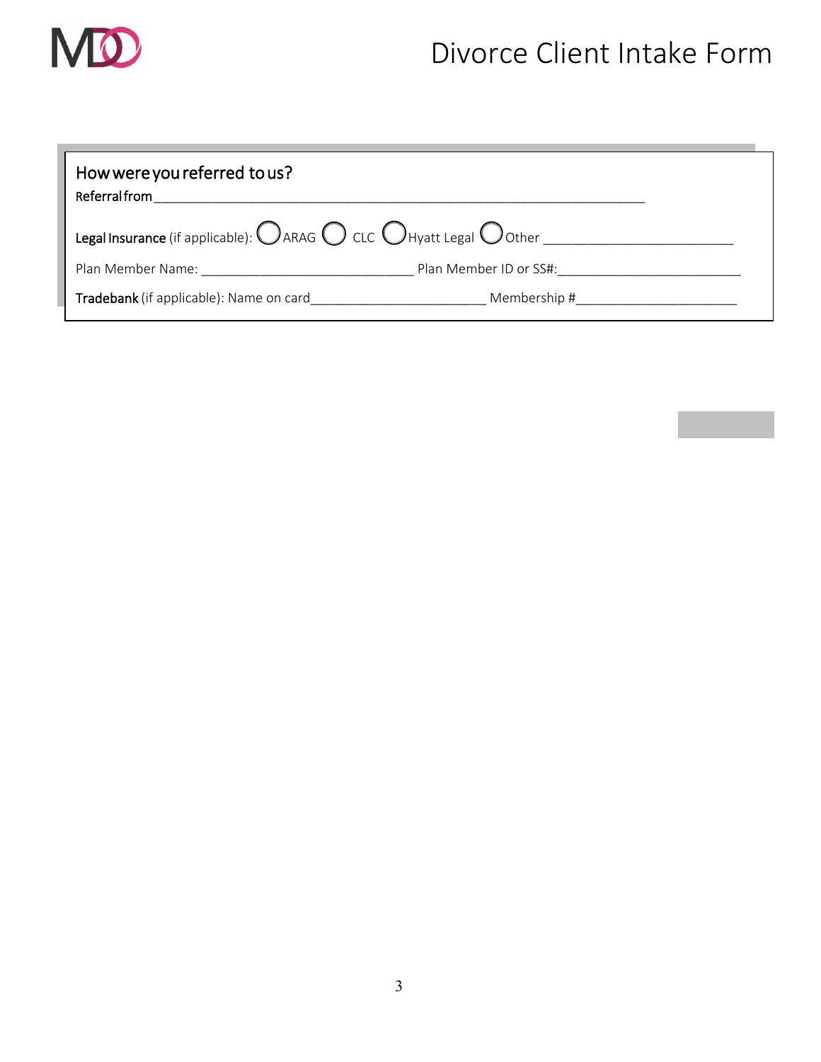# Divorce Client Intake Form

## How were you referred to us?

Referral from ______________________________________________________________

**Legal Insurance** (if applicable): ◯ ARAG ◯ CLC ◯ Hyatt Legal ◯ Other ________________________

Plan Member Name: ___________________________ Plan Member ID or SS#: ________________________

**Tradebank** (if applicable): Name on card______________________ Membership #_____________________